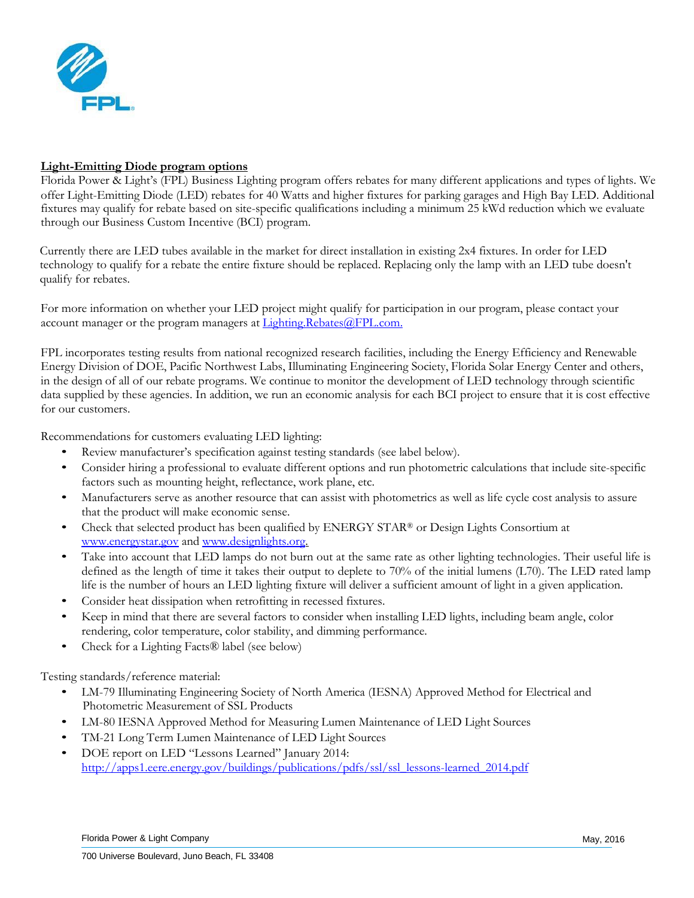## Light-Emitting Diode program options

Florida Power & Light's (FPL) Business Lighting program offers rebates for many different applications and types of lights. We offer Light-Emitting Diode (LED) rebates for 40 Watts and higher fixtures for parking garages and High Bay LED. Additional fixtures may qualify for rebate based on site-specific qualifications including a minimum 25 kWd reduction which we evaluate through our Business Custom Incentive (BCI) program.

Currently there are LED tubes available in the market for direct installation in existing 2x4 fixtures. In order for LED technology to qualify for a rebate the entire fixture should be replaced. Replacing only the lamp with an LED tube doesn't qualify for rebates.

For more information on whether your LED project might qualify for participation in our program, please contact your account manager or the program managers at Lighting.Rebates@FPL.com.

FPL incorporates testing results from national recognized research facilities, including the Energy Efficiency and Renewable Energy Division of DOE, Pacific Northwest Labs, Illuminating Engineering Society, Florida Solar Energy Center and others, in the design of all of our rebate programs. We continue to monitor the development of LED technology through scientific data supplied by these agencies. In addition, we run an economic analysis for each BCI project to ensure that it is cost effective for our customers.

Recommendations for customers evaluating LED lighting:

- Review manufacturer's specification against testing standards (see label below).
- Consider hiring a professional to evaluate different options and run photometric calculations that include site-specific factors such as mounting height, reflectance, work plane, etc.
- Manufacturers serve as another resource that can assist with photometrics as well as life cycle cost analysis to assure that the product will make economic sense.
- Check that selected product has been qualified by ENERGY STAR® or Design Lights Consortium at www.energystar.gov and www.designlights.org.
- Take into account that LED lamps do not burn out at the same rate as other lighting technologies. Their useful life is defined as the length of time it takes their output to deplete to 70% of the initial lumens (L70). The LED rated lamp life is the number of hours an LED lighting fixture will deliver a sufficient amount of light in a given application.
- Consider heat dissipation when retrofitting in recessed fixtures.
- Keep in mind that there are several factors to consider when installing LED lights, including beam angle, color rendering, color temperature, color stability, and dimming performance.
- Check for a Lighting Facts® label (see below)

Testing standards/reference material:

- LM-79 Illuminating Engineering Society of North America (IESNA) Approved Method for Electrical and Photometric Measurement of SSL Products
- LM-80 IESNA Approved Method for Measuring Lumen Maintenance of LED Light Sources
- TM-21 Long Term Lumen Maintenance of LED Light Sources
- DOE report on LED "Lessons Learned" January 2014: http://apps1.eere.energy.gov/buildings/publications/pdfs/ssl/ssl_lessons-learned_2014.pdf

Florida Power & Light Company May, 2016

700 Universe Boulevard, Juno Beach, FL 33408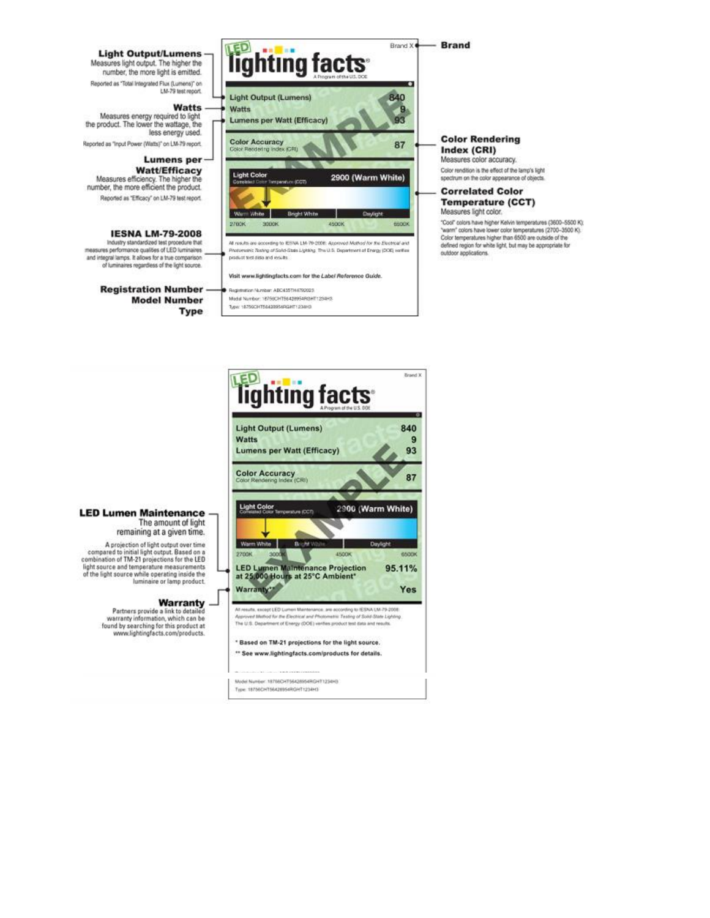**Light Output/Lumens**
Measures light output. The higher the number, the more light is emitted.
Reported as "Total Integrated Flux (Lumens)" on LM-79 test report.

**Watts**
Measures energy required to light the product. The lower the wattage, the less energy used.
Reported as "Input Power (Watts)" on LM-79 report.

**Lumens per Watt/Efficacy**
Measures efficiency. The higher the number, the more efficient the product.
Reported as "Efficacy" on LM-79 test report.

**IESNA LM-79-2008**
Industry standardized test procedure that measures performance qualities of LED luminaires and integral lamps. It allows for a true comparison of luminaires regardless of the light source.

**Registration Number**
**Model Number**
**Type**

**Brand**

**Color Rendering Index (CRI)**
Measures color accuracy.
Color rendition is the effect of the lamp's light spectrum on the color appearance of objects.

**Correlated Color Temperature (CCT)**
Measures light color.
"Cool" colors have higher Kelvin temperatures (3600–5500 K); "warm" colors have lower color temperatures (2700–3500 K). Color temperatures higher than 6500 are outside of the defined region for white light, but may be appropriate for outdoor applications.

LED lighting facts®
A Program of the U.S. DOE

Brand X

EXAMPLE

| | |
|---|---|
| Light Output (Lumens) | 840 |
| Watts | 9 |
| Lumens per Watt (Efficacy) | 93 |
| Color Accuracy<br>Color Rendering Index (CRI) | 87 |
| Light Color<br>Correlated Color Temperature (CCT) | 2900 (Warm White) |

Warm White | Bright White | Daylight
2700K | 3000K | 4500K | 6500K

All results are according to IESNA LM-79-2008: *Approved Method for the Electrical and Photometric Testing of Solid-State Lighting*. The U.S. Department of Energy (DOE) verifies product test data and results.

**Visit www.lightingfacts.com for the *Label Reference Guide*.**

Registration Number: ABC435TH4792023
Model Number: 18756CHT56428954RGHT1234H3
Type: 18756CHT56428954RGHT1234H3

---

**LED Lumen Maintenance**
The amount of light remaining at a given time.
A projection of light output over time compared to initial light output. Based on a combination of TM-21 projections for the LED light source and temperature measurements of the light source while operating inside the luminaire or lamp product.

**Warranty**
Partners provide a link to detailed warranty information, which can be found by searching for this product at www.lightingfacts.com/products.

LED lighting facts®
A Program of the U.S. DOE

Brand X

EXAMPLE

| | |
|---|---|
| Light Output (Lumens) | 840 |
| Watts | 9 |
| Lumens per Watt (Efficacy) | 93 |
| Color Accuracy<br>Color Rendering Index (CRI) | 87 |
| Light Color<br>Correlated Color Temperature (CCT) | 2900 (Warm White) |
| LED Lumen Maintenance Projection at 25,000 Hours at 25°C Ambient* | 95.11% |
| Warranty** | Yes |

Warm White | Bright White | Daylight
2700K | 3000K | 4500K | 6500K

All results, except LED Lumen Maintenance, are according to IESNA LM-79-2008: *Approved Method for the Electrical and Photometric Testing of Solid-State Lighting*. The U.S. Department of Energy (DOE) verifies product test data and results.

**\* Based on TM-21 projections for the light source.**

**\*\* See www.lightingfacts.com/products for details.**

Model Number: 18756CHT56428954RGHT1234H3
Type: 18756CHT56428954RGHT1234H3